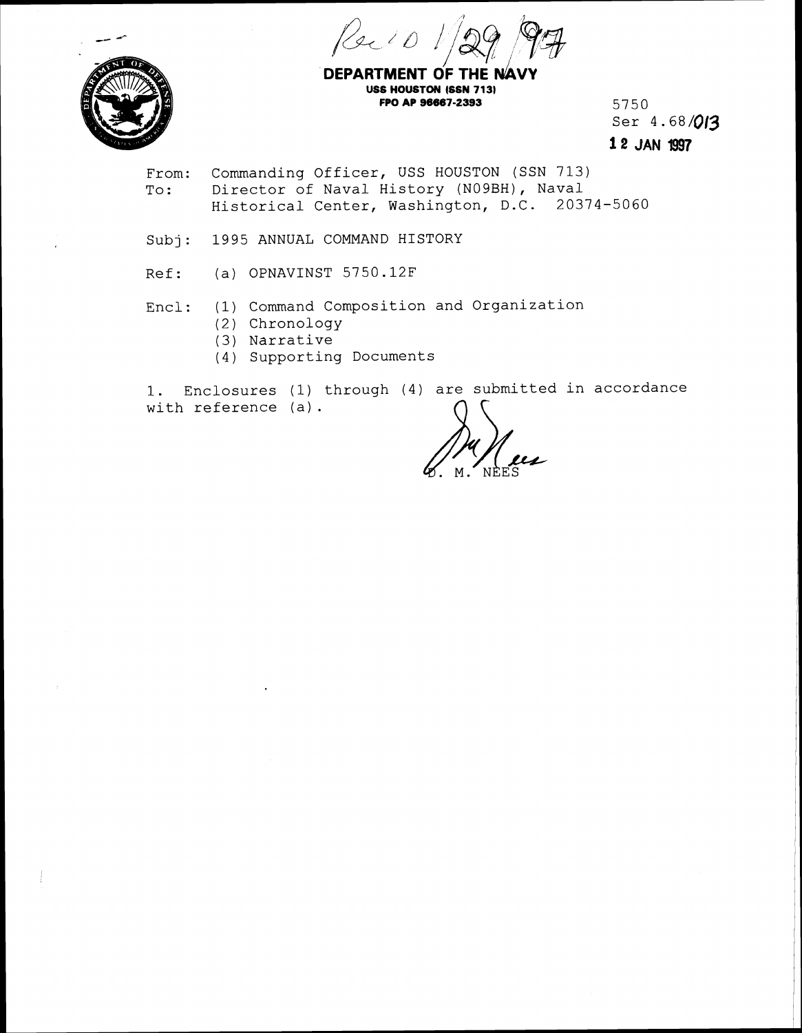Rec'd 1/29/97

**DEPARTMENT OF THE NAVY**
**USS HOUSTON (SSN 713)**
**FPO AP 96667-2393**

5750
Ser 4.68/013
**12 JAN 1997**

From: Commanding Officer, USS HOUSTON (SSN 713)
To: Director of Naval History (N09BH), Naval Historical Center, Washington, D.C. 20374-5060

Subj: 1995 ANNUAL COMMAND HISTORY

Ref: (a) OPNAVINST 5750.12F

Encl: (1) Command Composition and Organization
(2) Chronology
(3) Narrative
(4) Supporting Documents

1. Enclosures (1) through (4) are submitted in accordance with reference (a).

D. M. NEES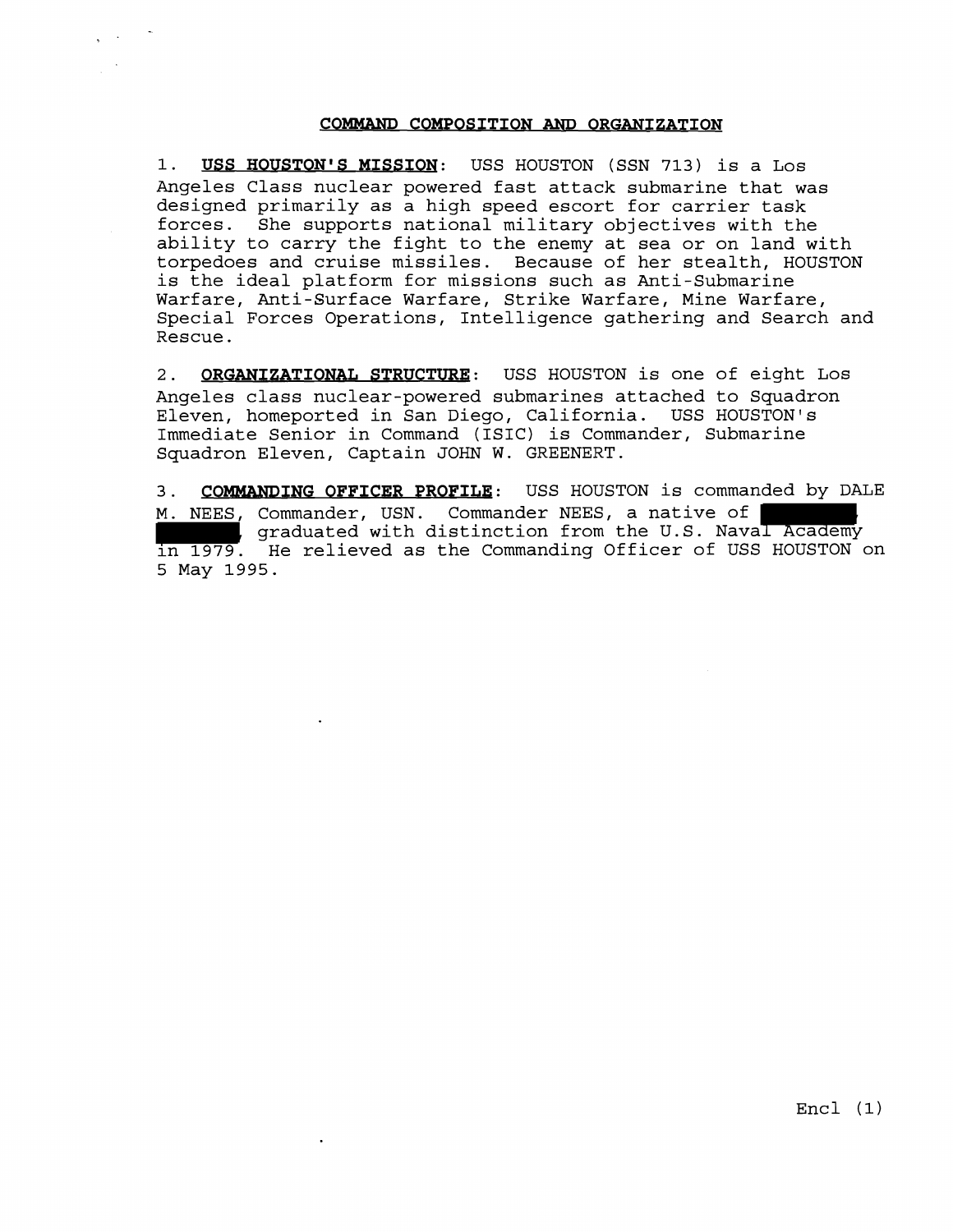## COMMAND COMPOSITION AND ORGANIZATION

1. **USS HOUSTON'S MISSION**: USS HOUSTON (SSN 713) is a Los Angeles Class nuclear powered fast attack submarine that was designed primarily as a high speed escort for carrier task forces. She supports national military objectives with the ability to carry the fight to the enemy at sea or on land with torpedoes and cruise missiles. Because of her stealth, HOUSTON is the ideal platform for missions such as Anti-Submarine Warfare, Anti-Surface Warfare, Strike Warfare, Mine Warfare, Special Forces Operations, Intelligence gathering and Search and Rescue.

2. **ORGANIZATIONAL STRUCTURE**: USS HOUSTON is one of eight Los Angeles class nuclear-powered submarines attached to Squadron Eleven, homeported in San Diego, California. USS HOUSTON's Immediate Senior in Command (ISIC) is Commander, Submarine Squadron Eleven, Captain JOHN W. GREENERT.

3. **COMMANDING OFFICER PROFILE**: USS HOUSTON is commanded by DALE M. NEES, Commander, USN. Commander NEES, a native of [REDACTED], graduated with distinction from the U.S. Naval Academy in 1979. He relieved as the Commanding Officer of USS HOUSTON on 5 May 1995.

Encl (1)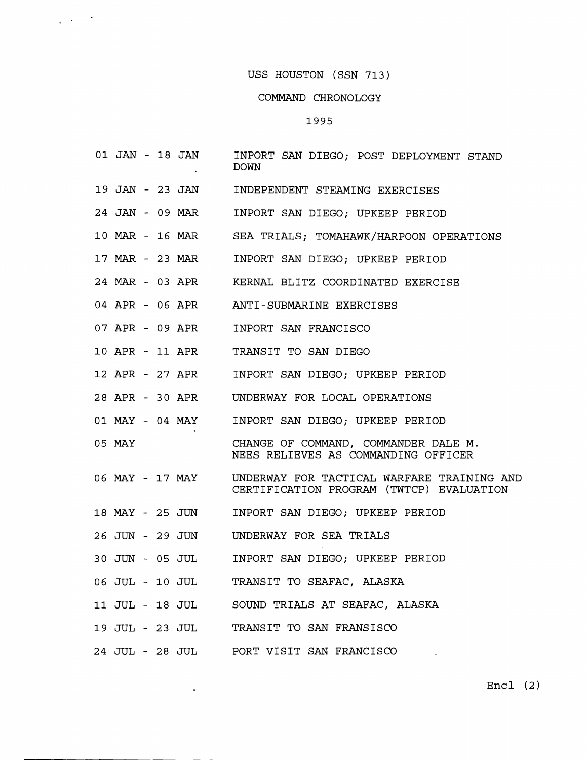# USS HOUSTON (SSN 713)

## COMMAND CHRONOLOGY

## 1995

| | |
|---|---|
| 01 JAN - 18 JAN | INPORT SAN DIEGO; POST DEPLOYMENT STAND DOWN |
| 19 JAN - 23 JAN | INDEPENDENT STEAMING EXERCISES |
| 24 JAN - 09 MAR | INPORT SAN DIEGO; UPKEEP PERIOD |
| 10 MAR - 16 MAR | SEA TRIALS; TOMAHAWK/HARPOON OPERATIONS |
| 17 MAR - 23 MAR | INPORT SAN DIEGO; UPKEEP PERIOD |
| 24 MAR - 03 APR | KERNAL BLITZ COORDINATED EXERCISE |
| 04 APR - 06 APR | ANTI-SUBMARINE EXERCISES |
| 07 APR - 09 APR | INPORT SAN FRANCISCO |
| 10 APR - 11 APR | TRANSIT TO SAN DIEGO |
| 12 APR - 27 APR | INPORT SAN DIEGO; UPKEEP PERIOD |
| 28 APR - 30 APR | UNDERWAY FOR LOCAL OPERATIONS |
| 01 MAY - 04 MAY | INPORT SAN DIEGO; UPKEEP PERIOD |
| 05 MAY | CHANGE OF COMMAND, COMMANDER DALE M. NEES RELIEVES AS COMMANDING OFFICER |
| 06 MAY - 17 MAY | UNDERWAY FOR TACTICAL WARFARE TRAINING AND CERTIFICATION PROGRAM (TWTCP) EVALUATION |
| 18 MAY - 25 JUN | INPORT SAN DIEGO; UPKEEP PERIOD |
| 26 JUN - 29 JUN | UNDERWAY FOR SEA TRIALS |
| 30 JUN - 05 JUL | INPORT SAN DIEGO; UPKEEP PERIOD |
| 06 JUL - 10 JUL | TRANSIT TO SEAFAC, ALASKA |
| 11 JUL - 18 JUL | SOUND TRIALS AT SEAFAC, ALASKA |
| 19 JUL - 23 JUL | TRANSIT TO SAN FRANSISCO |
| 24 JUL - 28 JUL | PORT VISIT SAN FRANCISCO |

Encl (2)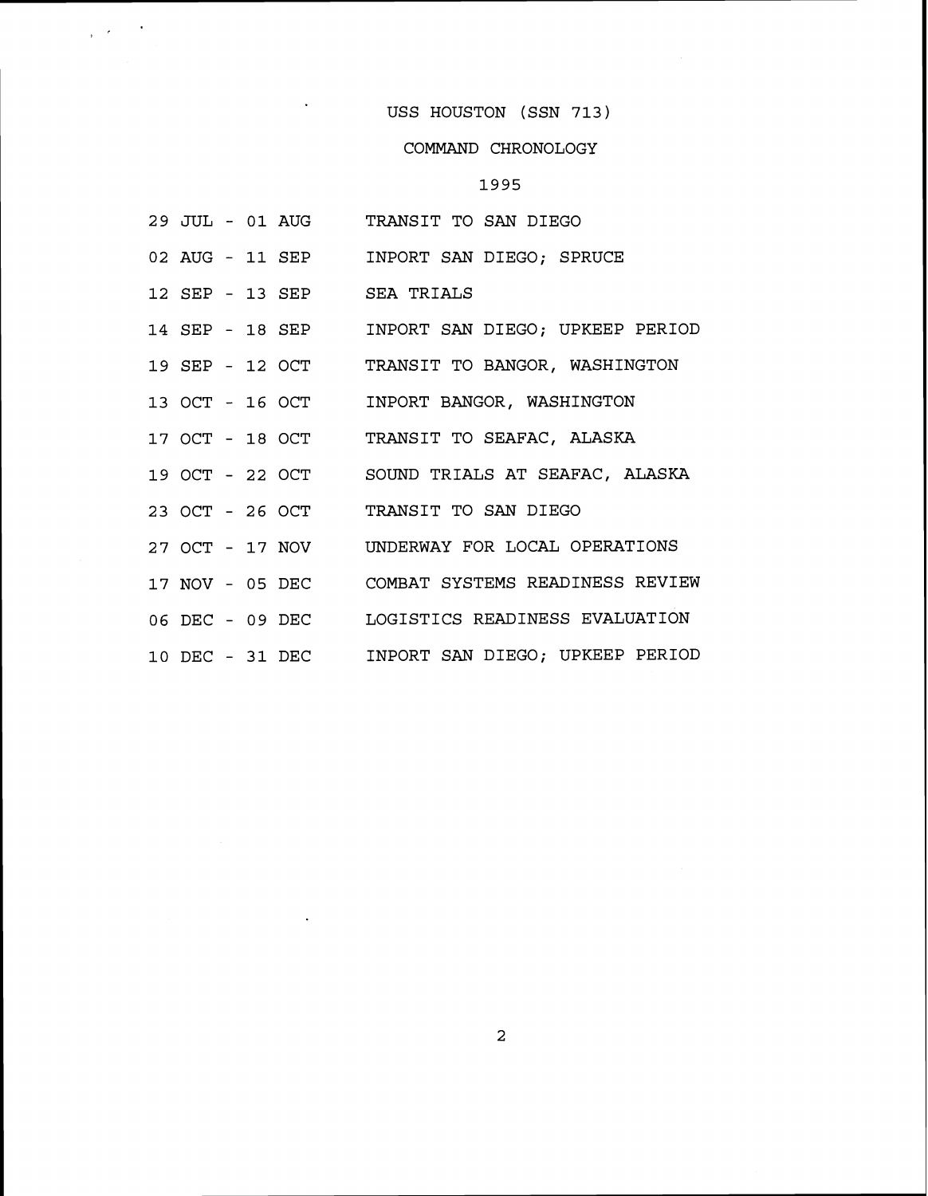# USS HOUSTON (SSN 713)

## COMMAND CHRONOLOGY

## 1995

| | |
|---|---|
| 29 JUL - 01 AUG | TRANSIT TO SAN DIEGO |
| 02 AUG - 11 SEP | INPORT SAN DIEGO; SPRUCE |
| 12 SEP - 13 SEP | SEA TRIALS |
| 14 SEP - 18 SEP | INPORT SAN DIEGO; UPKEEP PERIOD |
| 19 SEP - 12 OCT | TRANSIT TO BANGOR, WASHINGTON |
| 13 OCT - 16 OCT | INPORT BANGOR, WASHINGTON |
| 17 OCT - 18 OCT | TRANSIT TO SEAFAC, ALASKA |
| 19 OCT - 22 OCT | SOUND TRIALS AT SEAFAC, ALASKA |
| 23 OCT - 26 OCT | TRANSIT TO SAN DIEGO |
| 27 OCT - 17 NOV | UNDERWAY FOR LOCAL OPERATIONS |
| 17 NOV - 05 DEC | COMBAT SYSTEMS READINESS REVIEW |
| 06 DEC - 09 DEC | LOGISTICS READINESS EVALUATION |
| 10 DEC - 31 DEC | INPORT SAN DIEGO; UPKEEP PERIOD |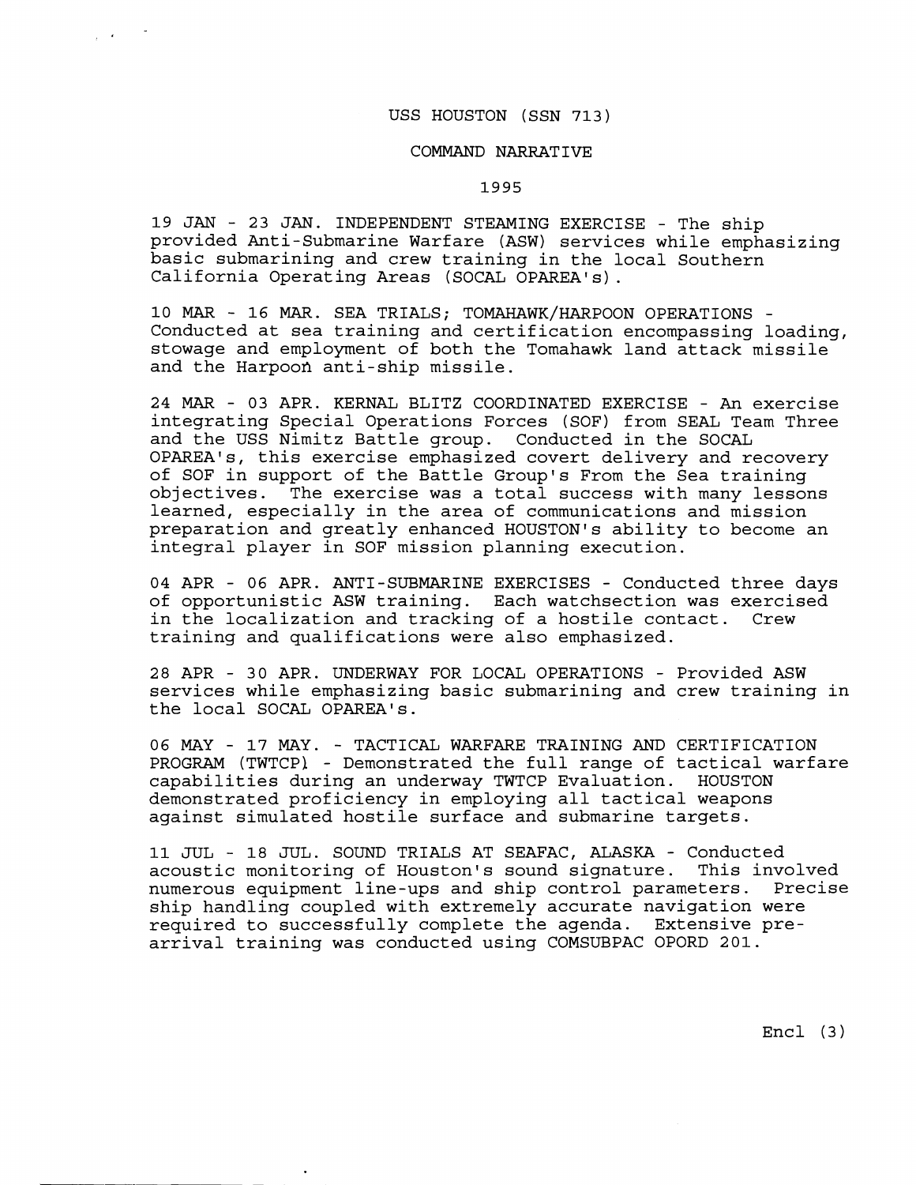# USS HOUSTON (SSN 713)

## COMMAND NARRATIVE

### 1995

19 JAN - 23 JAN. INDEPENDENT STEAMING EXERCISE - The ship provided Anti-Submarine Warfare (ASW) services while emphasizing basic submarining and crew training in the local Southern California Operating Areas (SOCAL OPAREA's).

10 MAR - 16 MAR. SEA TRIALS; TOMAHAWK/HARPOON OPERATIONS - Conducted at sea training and certification encompassing loading, stowage and employment of both the Tomahawk land attack missile and the Harpoon anti-ship missile.

24 MAR - 03 APR. KERNAL BLITZ COORDINATED EXERCISE - An exercise integrating Special Operations Forces (SOF) from SEAL Team Three and the USS Nimitz Battle group. Conducted in the SOCAL OPAREA's, this exercise emphasized covert delivery and recovery of SOF in support of the Battle Group's From the Sea training objectives. The exercise was a total success with many lessons learned, especially in the area of communications and mission preparation and greatly enhanced HOUSTON's ability to become an integral player in SOF mission planning execution.

04 APR - 06 APR. ANTI-SUBMARINE EXERCISES - Conducted three days of opportunistic ASW training. Each watchsection was exercised in the localization and tracking of a hostile contact. Crew training and qualifications were also emphasized.

28 APR - 30 APR. UNDERWAY FOR LOCAL OPERATIONS - Provided ASW services while emphasizing basic submarining and crew training in the local SOCAL OPAREA's.

06 MAY - 17 MAY. - TACTICAL WARFARE TRAINING AND CERTIFICATION PROGRAM (TWTCP) - Demonstrated the full range of tactical warfare capabilities during an underway TWTCP Evaluation. HOUSTON demonstrated proficiency in employing all tactical weapons against simulated hostile surface and submarine targets.

11 JUL - 18 JUL. SOUND TRIALS AT SEAFAC, ALASKA - Conducted acoustic monitoring of Houston's sound signature. This involved numerous equipment line-ups and ship control parameters. Precise ship handling coupled with extremely accurate navigation were required to successfully complete the agenda. Extensive pre-arrival training was conducted using COMSUBPAC OPORD 201.

Encl (3)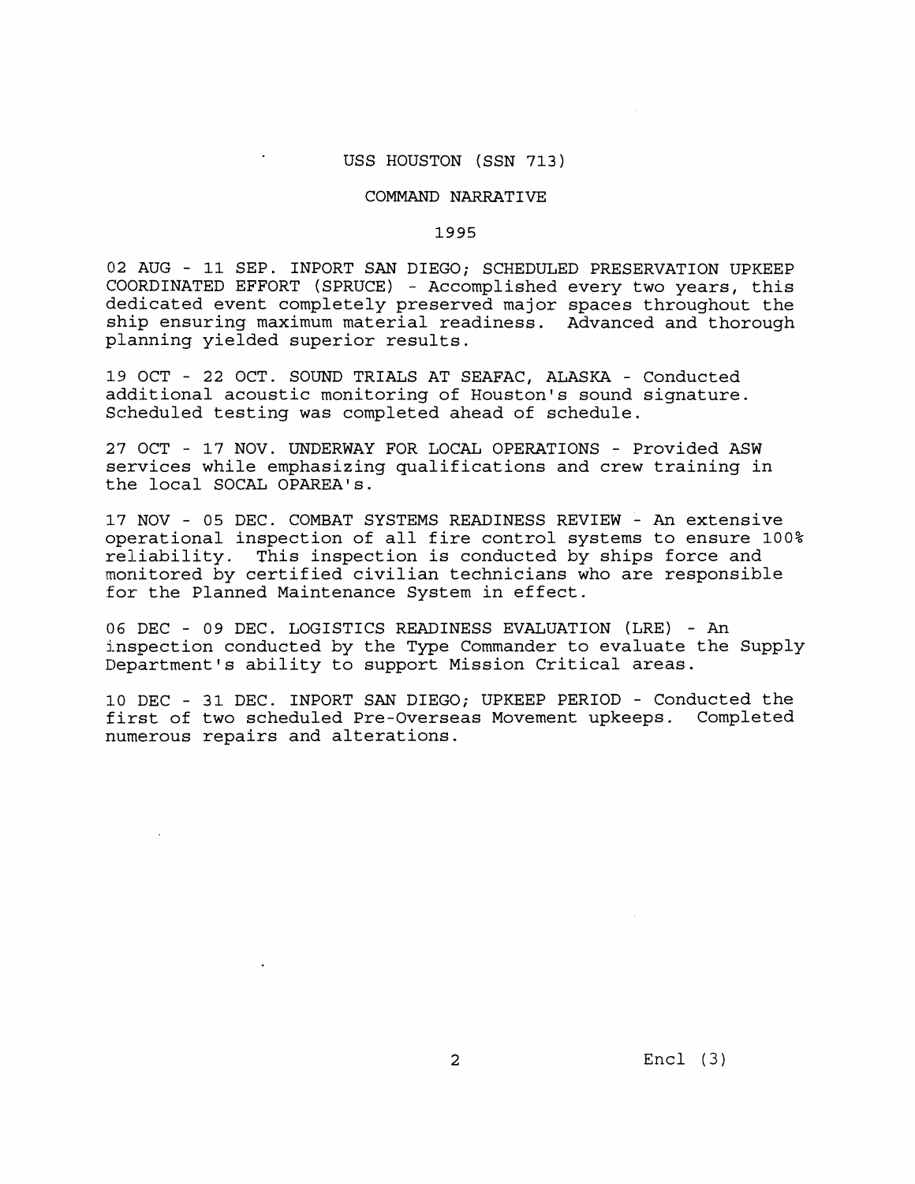USS HOUSTON (SSN 713)

COMMAND NARRATIVE

1995

02 AUG - 11 SEP. INPORT SAN DIEGO; SCHEDULED PRESERVATION UPKEEP COORDINATED EFFORT (SPRUCE) - Accomplished every two years, this dedicated event completely preserved major spaces throughout the ship ensuring maximum material readiness. Advanced and thorough planning yielded superior results.

19 OCT - 22 OCT. SOUND TRIALS AT SEAFAC, ALASKA - Conducted additional acoustic monitoring of Houston's sound signature. Scheduled testing was completed ahead of schedule.

27 OCT - 17 NOV. UNDERWAY FOR LOCAL OPERATIONS - Provided ASW services while emphasizing qualifications and crew training in the local SOCAL OPAREA's.

17 NOV - 05 DEC. COMBAT SYSTEMS READINESS REVIEW - An extensive operational inspection of all fire control systems to ensure 100% reliability. This inspection is conducted by ships force and monitored by certified civilian technicians who are responsible for the Planned Maintenance System in effect.

06 DEC - 09 DEC. LOGISTICS READINESS EVALUATION (LRE) - An inspection conducted by the Type Commander to evaluate the Supply Department's ability to support Mission Critical areas.

10 DEC - 31 DEC. INPORT SAN DIEGO; UPKEEP PERIOD - Conducted the first of two scheduled Pre-Overseas Movement upkeeps. Completed numerous repairs and alterations.

Encl (3)